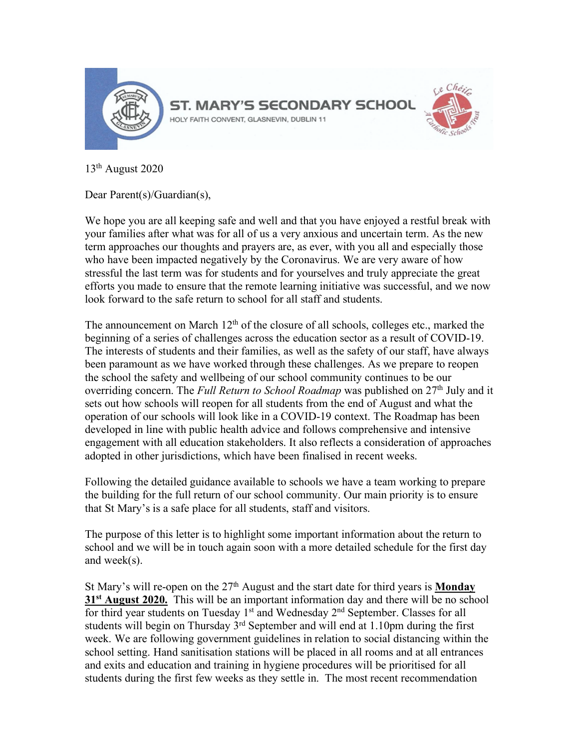**ST. MARY'S SECONDARY SCHOOL**
HOLY FAITH CONVENT, GLASNEVIN, DUBLIN 11

13th August 2020

Dear Parent(s)/Guardian(s),

We hope you are all keeping safe and well and that you have enjoyed a restful break with your families after what was for all of us a very anxious and uncertain term. As the new term approaches our thoughts and prayers are, as ever, with you all and especially those who have been impacted negatively by the Coronavirus. We are very aware of how stressful the last term was for students and for yourselves and truly appreciate the great efforts you made to ensure that the remote learning initiative was successful, and we now look forward to the safe return to school for all staff and students.

The announcement on March 12th of the closure of all schools, colleges etc., marked the beginning of a series of challenges across the education sector as a result of COVID-19. The interests of students and their families, as well as the safety of our staff, have always been paramount as we have worked through these challenges. As we prepare to reopen the school the safety and wellbeing of our school community continues to be our overriding concern. The *Full Return to School Roadmap* was published on 27th July and it sets out how schools will reopen for all students from the end of August and what the operation of our schools will look like in a COVID-19 context. The Roadmap has been developed in line with public health advice and follows comprehensive and intensive engagement with all education stakeholders. It also reflects a consideration of approaches adopted in other jurisdictions, which have been finalised in recent weeks.

Following the detailed guidance available to schools we have a team working to prepare the building for the full return of our school community. Our main priority is to ensure that St Mary's is a safe place for all students, staff and visitors.

The purpose of this letter is to highlight some important information about the return to school and we will be in touch again soon with a more detailed schedule for the first day and week(s).

St Mary's will re-open on the 27th August and the start date for third years is **Monday 31st August 2020.** This will be an important information day and there will be no school for third year students on Tuesday 1st and Wednesday 2nd September. Classes for all students will begin on Thursday 3rd September and will end at 1.10pm during the first week. We are following government guidelines in relation to social distancing within the school setting. Hand sanitisation stations will be placed in all rooms and at all entrances and exits and education and training in hygiene procedures will be prioritised for all students during the first few weeks as they settle in. The most recent recommendation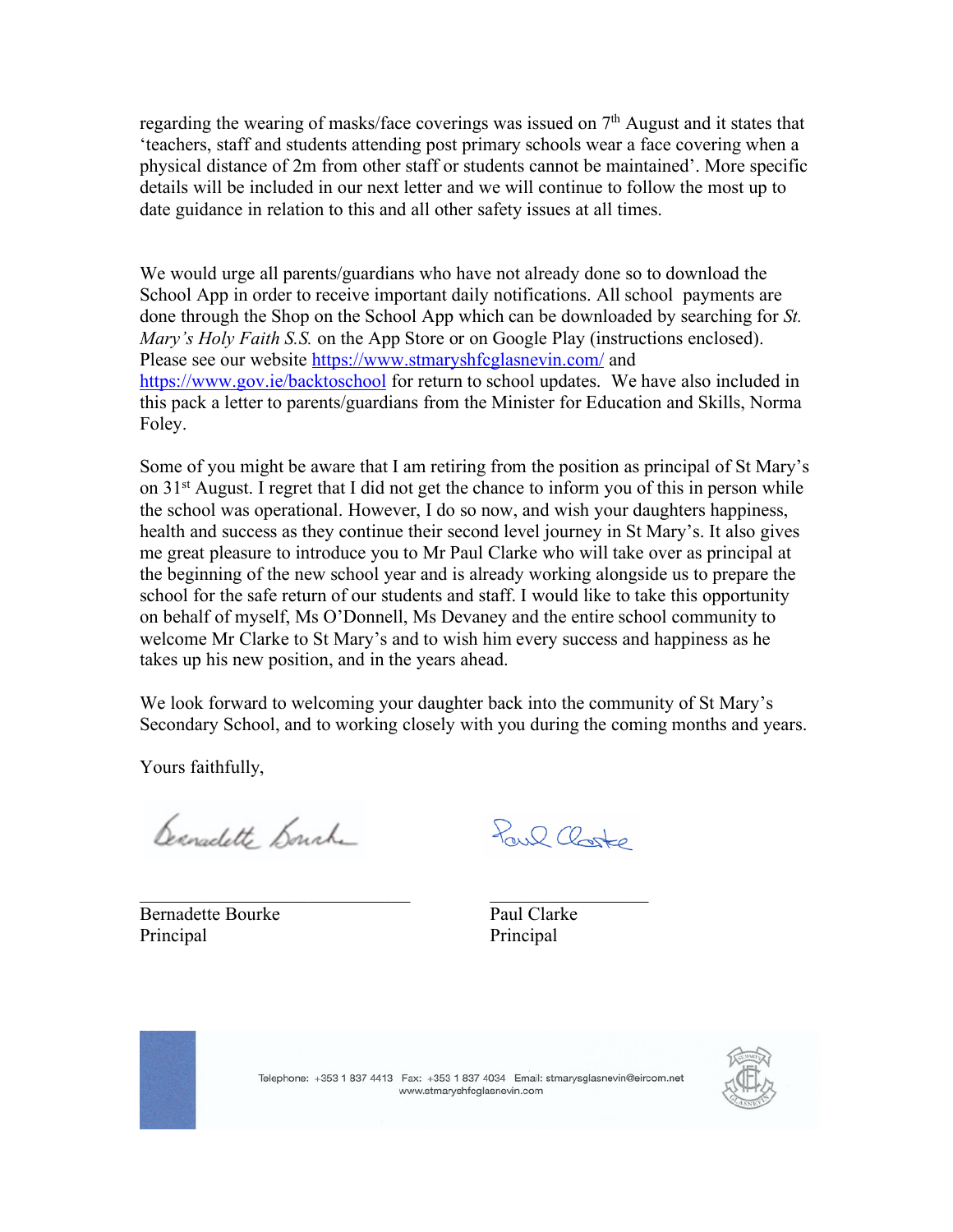regarding the wearing of masks/face coverings was issued on 7th August and it states that 'teachers, staff and students attending post primary schools wear a face covering when a physical distance of 2m from other staff or students cannot be maintained'. More specific details will be included in our next letter and we will continue to follow the most up to date guidance in relation to this and all other safety issues at all times.

We would urge all parents/guardians who have not already done so to download the School App in order to receive important daily notifications. All school payments are done through the Shop on the School App which can be downloaded by searching for *St. Mary's Holy Faith S.S.* on the App Store or on Google Play (instructions enclosed). Please see our website https://www.stmaryshfcglasnevin.com/ and https://www.gov.ie/backtoschool for return to school updates. We have also included in this pack a letter to parents/guardians from the Minister for Education and Skills, Norma Foley.

Some of you might be aware that I am retiring from the position as principal of St Mary's on 31st August. I regret that I did not get the chance to inform you of this in person while the school was operational. However, I do so now, and wish your daughters happiness, health and success as they continue their second level journey in St Mary's. It also gives me great pleasure to introduce you to Mr Paul Clarke who will take over as principal at the beginning of the new school year and is already working alongside us to prepare the school for the safe return of our students and staff. I would like to take this opportunity on behalf of myself, Ms O'Donnell, Ms Devaney and the entire school community to welcome Mr Clarke to St Mary's and to wish him every success and happiness as he takes up his new position, and in the years ahead.

We look forward to welcoming your daughter back into the community of St Mary's Secondary School, and to working closely with you during the coming months and years.

Yours faithfully,

Bernadette Bourke
Principal

Paul Clarke
Principal

Telephone: +353 1 837 4413 Fax: +353 1 837 4034 Email: stmarysglasnevin@eircom.net
www.stmaryshfcglasnevin.com